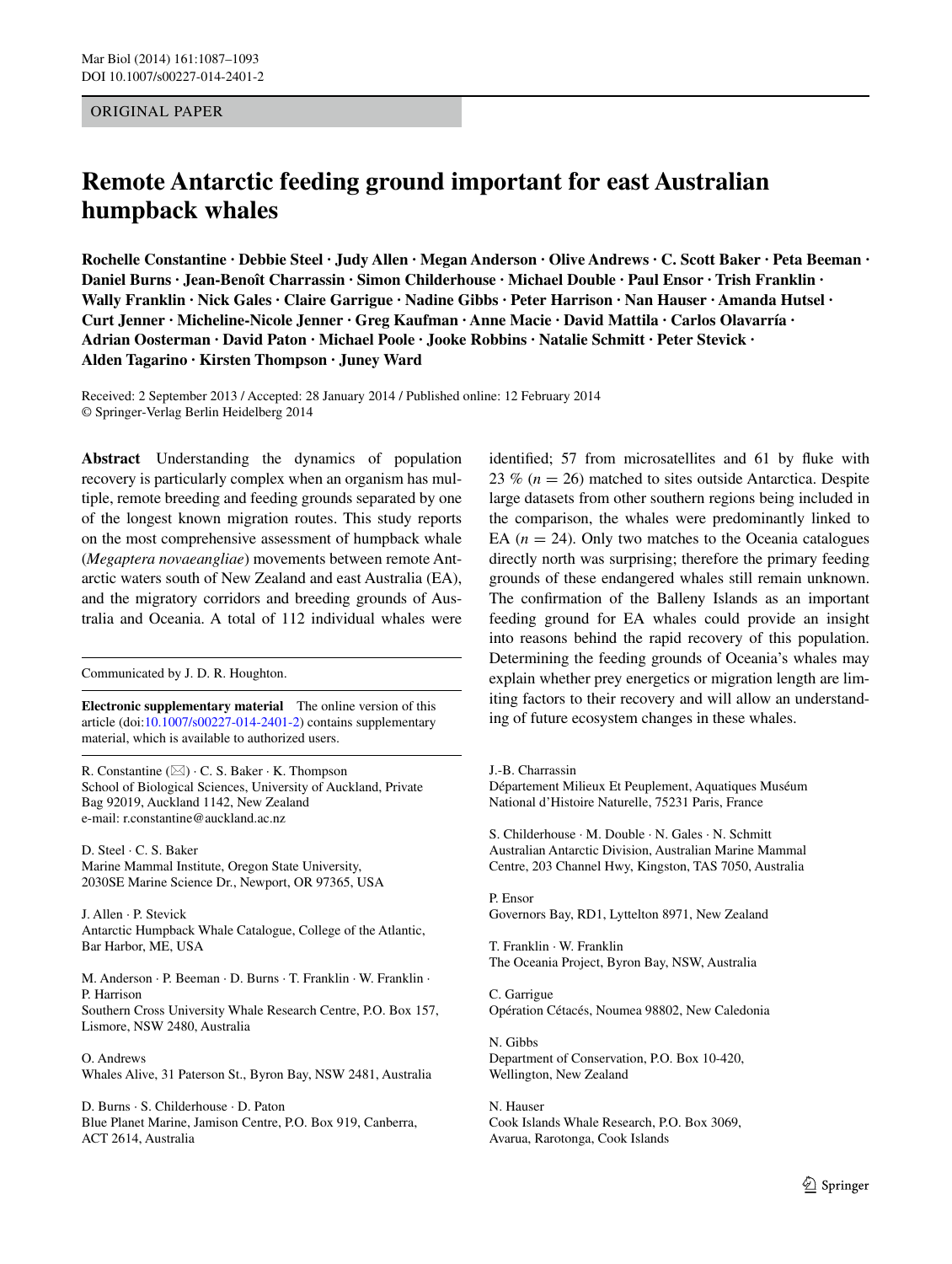ORIGINAL PAPER

# Remote Antarctic feeding ground important for east Australian humpback whales

**Rochelle Constantine · Debbie Steel · Judy Allen · Megan Anderson · Olive Andrews · C. Scott Baker · Peta Beeman · Daniel Burns · Jean-Benoît Charrassin · Simon Childerhouse · Michael Double · Paul Ensor · Trish Franklin · Wally Franklin · Nick Gales · Claire Garrigue · Nadine Gibbs · Peter Harrison · Nan Hauser · Amanda Hutsel · Curt Jenner · Micheline-Nicole Jenner · Greg Kaufman · Anne Macie · David Mattila · Carlos Olavarría · Adrian Oosterman · David Paton · Michael Poole · Jooke Robbins · Natalie Schmitt · Peter Stevick · Alden Tagarino · Kirsten Thompson · Juney Ward**

Received: 2 September 2013 / Accepted: 28 January 2014 / Published online: 12 February 2014
© Springer-Verlag Berlin Heidelberg 2014

**Abstract** Understanding the dynamics of population recovery is particularly complex when an organism has multiple, remote breeding and feeding grounds separated by one of the longest known migration routes. This study reports on the most comprehensive assessment of humpback whale (*Megaptera novaeangliae*) movements between remote Antarctic waters south of New Zealand and east Australia (EA), and the migratory corridors and breeding grounds of Australia and Oceania. A total of 112 individual whales were identified; 57 from microsatellites and 61 by fluke with 23 % ($n = 26$) matched to sites outside Antarctica. Despite large datasets from other southern regions being included in the comparison, the whales were predominantly linked to EA ($n = 24$). Only two matches to the Oceania catalogues directly north was surprising; therefore the primary feeding grounds of these endangered whales still remain unknown. The confirmation of the Balleny Islands as an important feeding ground for EA whales could provide an insight into reasons behind the rapid recovery of this population. Determining the feeding grounds of Oceania's whales may explain whether prey energetics or migration length are limiting factors to their recovery and will allow an understanding of future ecosystem changes in these whales.

Communicated by J. D. R. Houghton.

**Electronic supplementary material** The online version of this article (doi:10.1007/s00227-014-2401-2) contains supplementary material, which is available to authorized users.

R. Constantine (✉) · C. S. Baker · K. Thompson
School of Biological Sciences, University of Auckland, Private Bag 92019, Auckland 1142, New Zealand
e-mail: r.constantine@auckland.ac.nz

D. Steel · C. S. Baker
Marine Mammal Institute, Oregon State University, 2030SE Marine Science Dr., Newport, OR 97365, USA

J. Allen · P. Stevick
Antarctic Humpback Whale Catalogue, College of the Atlantic, Bar Harbor, ME, USA

M. Anderson · P. Beeman · D. Burns · T. Franklin · W. Franklin · P. Harrison
Southern Cross University Whale Research Centre, P.O. Box 157, Lismore, NSW 2480, Australia

O. Andrews
Whales Alive, 31 Paterson St., Byron Bay, NSW 2481, Australia

D. Burns · S. Childerhouse · D. Paton
Blue Planet Marine, Jamison Centre, P.O. Box 919, Canberra, ACT 2614, Australia

J.-B. Charrassin
Département Milieux Et Peuplement, Aquatiques Muséum National d'Histoire Naturelle, 75231 Paris, France

S. Childerhouse · M. Double · N. Gales · N. Schmitt
Australian Antarctic Division, Australian Marine Mammal Centre, 203 Channel Hwy, Kingston, TAS 7050, Australia

P. Ensor
Governors Bay, RD1, Lyttelton 8971, New Zealand

T. Franklin · W. Franklin
The Oceania Project, Byron Bay, NSW, Australia

C. Garrigue
Opération Cétacés, Noumea 98802, New Caledonia

N. Gibbs
Department of Conservation, P.O. Box 10-420, Wellington, New Zealand

N. Hauser
Cook Islands Whale Research, P.O. Box 3069, Avarua, Rarotonga, Cook Islands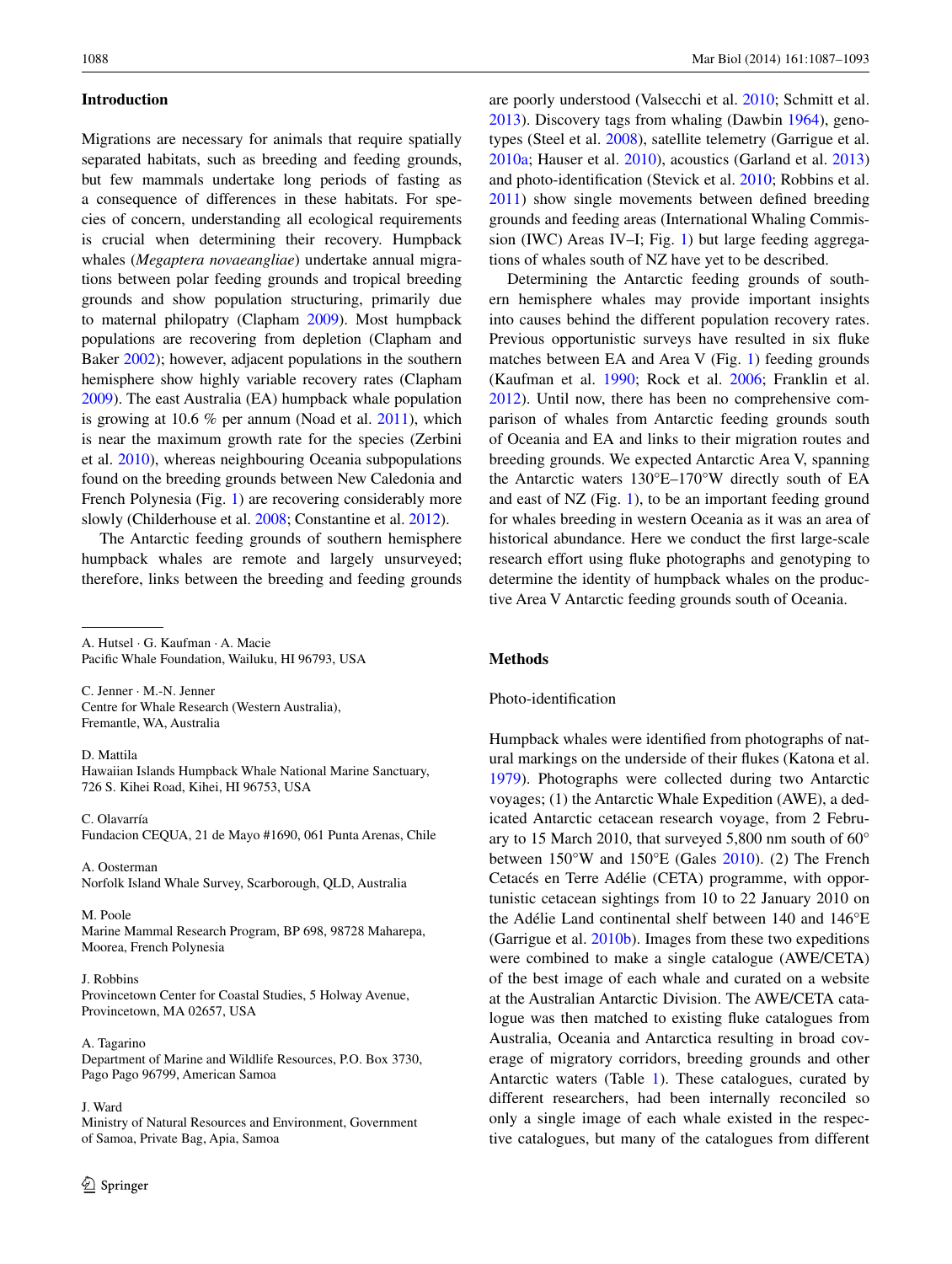## Introduction

Migrations are necessary for animals that require spatially separated habitats, such as breeding and feeding grounds, but few mammals undertake long periods of fasting as a consequence of differences in these habitats. For species of concern, understanding all ecological requirements is crucial when determining their recovery. Humpback whales (*Megaptera novaeangliae*) undertake annual migrations between polar feeding grounds and tropical breeding grounds and show population structuring, primarily due to maternal philopatry (Clapham 2009). Most humpback populations are recovering from depletion (Clapham and Baker 2002); however, adjacent populations in the southern hemisphere show highly variable recovery rates (Clapham 2009). The east Australia (EA) humpback whale population is growing at 10.6 % per annum (Noad et al. 2011), which is near the maximum growth rate for the species (Zerbini et al. 2010), whereas neighbouring Oceania subpopulations found on the breeding grounds between New Caledonia and French Polynesia (Fig. 1) are recovering considerably more slowly (Childerhouse et al. 2008; Constantine et al. 2012).

The Antarctic feeding grounds of southern hemisphere humpback whales are remote and largely unsurveyed; therefore, links between the breeding and feeding grounds are poorly understood (Valsecchi et al. 2010; Schmitt et al. 2013). Discovery tags from whaling (Dawbin 1964), genotypes (Steel et al. 2008), satellite telemetry (Garrigue et al. 2010a; Hauser et al. 2010), acoustics (Garland et al. 2013) and photo-identification (Stevick et al. 2010; Robbins et al. 2011) show single movements between defined breeding grounds and feeding areas (International Whaling Commission (IWC) Areas IV–I; Fig. 1) but large feeding aggregations of whales south of NZ have yet to be described.

Determining the Antarctic feeding grounds of southern hemisphere whales may provide important insights into causes behind the different population recovery rates. Previous opportunistic surveys have resulted in six fluke matches between EA and Area V (Fig. 1) feeding grounds (Kaufman et al. 1990; Rock et al. 2006; Franklin et al. 2012). Until now, there has been no comprehensive comparison of whales from Antarctic feeding grounds south of Oceania and EA and links to their migration routes and breeding grounds. We expected Antarctic Area V, spanning the Antarctic waters 130°E–170°W directly south of EA and east of NZ (Fig. 1), to be an important feeding ground for whales breeding in western Oceania as it was an area of historical abundance. Here we conduct the first large-scale research effort using fluke photographs and genotyping to determine the identity of humpback whales on the productive Area V Antarctic feeding grounds south of Oceania.

## Methods

### Photo-identification

Humpback whales were identified from photographs of natural markings on the underside of their flukes (Katona et al. 1979). Photographs were collected during two Antarctic voyages; (1) the Antarctic Whale Expedition (AWE), a dedicated Antarctic cetacean research voyage, from 2 February to 15 March 2010, that surveyed 5,800 nm south of 60° between 150°W and 150°E (Gales 2010). (2) The French Cetacés en Terre Adélie (CETA) programme, with opportunistic cetacean sightings from 10 to 22 January 2010 on the Adélie Land continental shelf between 140 and 146°E (Garrigue et al. 2010b). Images from these two expeditions were combined to make a single catalogue (AWE/CETA) of the best image of each whale and curated on a website at the Australian Antarctic Division. The AWE/CETA catalogue was then matched to existing fluke catalogues from Australia, Oceania and Antarctica resulting in broad coverage of migratory corridors, breeding grounds and other Antarctic waters (Table 1). These catalogues, curated by different researchers, had been internally reconciled so only a single image of each whale existed in the respective catalogues, but many of the catalogues from different

---

A. Hutsel · G. Kaufman · A. Macie
Pacific Whale Foundation, Wailuku, HI 96793, USA

C. Jenner · M.-N. Jenner
Centre for Whale Research (Western Australia), Fremantle, WA, Australia

D. Mattila
Hawaiian Islands Humpback Whale National Marine Sanctuary, 726 S. Kihei Road, Kihei, HI 96753, USA

C. Olavarría
Fundacion CEQUA, 21 de Mayo #1690, 061 Punta Arenas, Chile

A. Oosterman
Norfolk Island Whale Survey, Scarborough, QLD, Australia

M. Poole
Marine Mammal Research Program, BP 698, 98728 Maharepa, Moorea, French Polynesia

J. Robbins
Provincetown Center for Coastal Studies, 5 Holway Avenue, Provincetown, MA 02657, USA

A. Tagarino
Department of Marine and Wildlife Resources, P.O. Box 3730, Pago Pago 96799, American Samoa

J. Ward
Ministry of Natural Resources and Environment, Government of Samoa, Private Bag, Apia, Samoa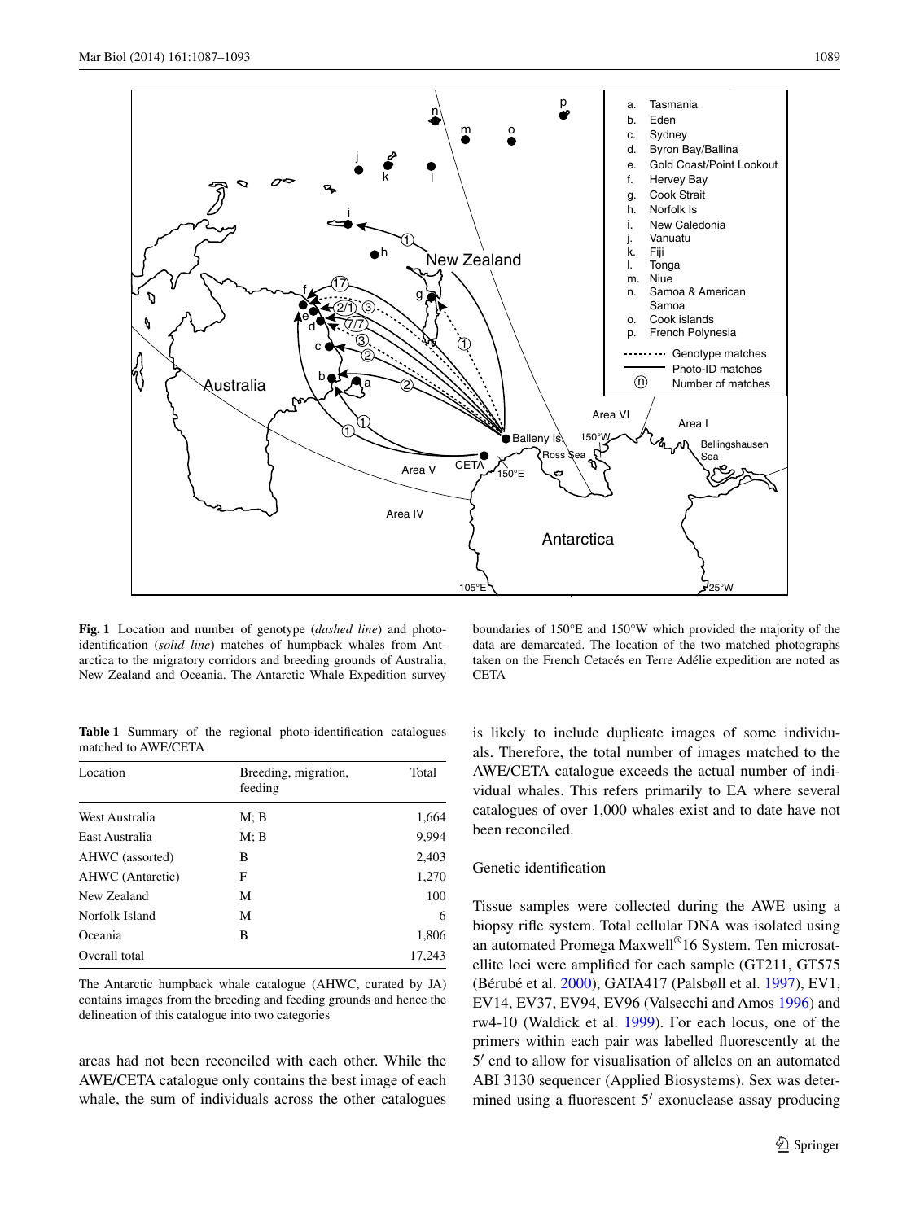**Fig. 1** Location and number of genotype (*dashed line*) and photo-identification (*solid line*) matches of humpback whales from Antarctica to the migratory corridors and breeding grounds of Australia, New Zealand and Oceania. The Antarctic Whale Expedition survey boundaries of 150°E and 150°W which provided the majority of the data are demarcated. The location of the two matched photographs taken on the French Cetacés en Terre Adélie expedition are noted as CETA

**Table 1** Summary of the regional photo-identification catalogues matched to AWE/CETA

| Location | Breeding, migration, feeding | Total |
|---|---|---|
| West Australia | M; B | 1,664 |
| East Australia | M; B | 9,994 |
| AHWC (assorted) | B | 2,403 |
| AHWC (Antarctic) | F | 1,270 |
| New Zealand | M | 100 |
| Norfolk Island | M | 6 |
| Oceania | B | 1,806 |
| Overall total | | 17,243 |

The Antarctic humpback whale catalogue (AHWC, curated by JA) contains images from the breeding and feeding grounds and hence the delineation of this catalogue into two categories

areas had not been reconciled with each other. While the AWE/CETA catalogue only contains the best image of each whale, the sum of individuals across the other catalogues is likely to include duplicate images of some individuals. Therefore, the total number of images matched to the AWE/CETA catalogue exceeds the actual number of individual whales. This refers primarily to EA where several catalogues of over 1,000 whales exist and to date have not been reconciled.

## Genetic identification

Tissue samples were collected during the AWE using a biopsy rifle system. Total cellular DNA was isolated using an automated Promega Maxwell®16 System. Ten microsatellite loci were amplified for each sample (GT211, GT575 (Bérubé et al. 2000), GATA417 (Palsbøll et al. 1997), EV1, EV14, EV37, EV94, EV96 (Valsecchi and Amos 1996) and rw4-10 (Waldick et al. 1999). For each locus, one of the primers within each pair was labelled fluorescently at the 5′ end to allow for visualisation of alleles on an automated ABI 3130 sequencer (Applied Biosystems). Sex was determined using a fluorescent 5′ exonuclease assay producing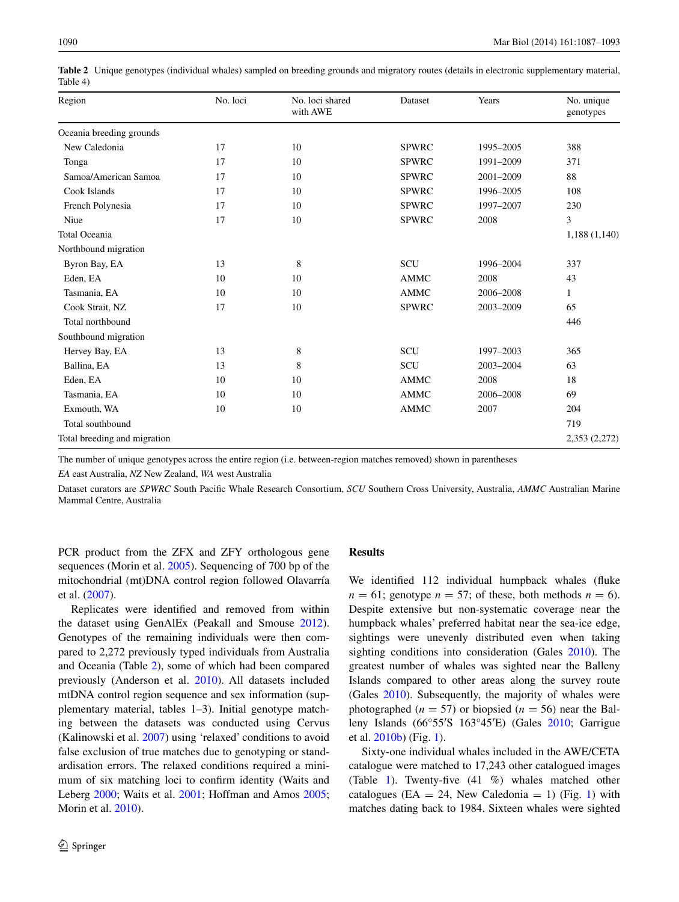**Table 2** Unique genotypes (individual whales) sampled on breeding grounds and migratory routes (details in electronic supplementary material, Table 4)

| Region | No. loci | No. loci shared with AWE | Dataset | Years | No. unique genotypes |
|---|---|---|---|---|---|
| Oceania breeding grounds | | | | | |
| New Caledonia | 17 | 10 | SPWRC | 1995–2005 | 388 |
| Tonga | 17 | 10 | SPWRC | 1991–2009 | 371 |
| Samoa/American Samoa | 17 | 10 | SPWRC | 2001–2009 | 88 |
| Cook Islands | 17 | 10 | SPWRC | 1996–2005 | 108 |
| French Polynesia | 17 | 10 | SPWRC | 1997–2007 | 230 |
| Niue | 17 | 10 | SPWRC | 2008 | 3 |
| Total Oceania | | | | | 1,188 (1,140) |
| Northbound migration | | | | | |
| Byron Bay, EA | 13 | 8 | SCU | 1996–2004 | 337 |
| Eden, EA | 10 | 10 | AMMC | 2008 | 43 |
| Tasmania, EA | 10 | 10 | AMMC | 2006–2008 | 1 |
| Cook Strait, NZ | 17 | 10 | SPWRC | 2003–2009 | 65 |
| Total northbound | | | | | 446 |
| Southbound migration | | | | | |
| Hervey Bay, EA | 13 | 8 | SCU | 1997–2003 | 365 |
| Ballina, EA | 13 | 8 | SCU | 2003–2004 | 63 |
| Eden, EA | 10 | 10 | AMMC | 2008 | 18 |
| Tasmania, EA | 10 | 10 | AMMC | 2006–2008 | 69 |
| Exmouth, WA | 10 | 10 | AMMC | 2007 | 204 |
| Total southbound | | | | | 719 |
| Total breeding and migration | | | | | 2,353 (2,272) |

The number of unique genotypes across the entire region (i.e. between-region matches removed) shown in parentheses

*EA* east Australia, *NZ* New Zealand, *WA* west Australia

Dataset curators are *SPWRC* South Pacific Whale Research Consortium, *SCU* Southern Cross University, Australia, *AMMC* Australian Marine Mammal Centre, Australia

PCR product from the ZFX and ZFY orthologous gene sequences (Morin et al. 2005). Sequencing of 700 bp of the mitochondrial (mt)DNA control region followed Olavarría et al. (2007).

Replicates were identified and removed from within the dataset using GenAlEx (Peakall and Smouse 2012). Genotypes of the remaining individuals were then compared to 2,272 previously typed individuals from Australia and Oceania (Table 2), some of which had been compared previously (Anderson et al. 2010). All datasets included mtDNA control region sequence and sex information (supplementary material, tables 1–3). Initial genotype matching between the datasets was conducted using Cervus (Kalinowski et al. 2007) using 'relaxed' conditions to avoid false exclusion of true matches due to genotyping or standardisation errors. The relaxed conditions required a minimum of six matching loci to confirm identity (Waits and Leberg 2000; Waits et al. 2001; Hoffman and Amos 2005; Morin et al. 2010).

## Results

We identified 112 individual humpback whales (fluke $n = 61$; genotype $n = 57$; of these, both methods $n = 6$). Despite extensive but non-systematic coverage near the humpback whales' preferred habitat near the sea-ice edge, sightings were unevenly distributed even when taking sighting conditions into consideration (Gales 2010). The greatest number of whales was sighted near the Balleny Islands compared to other areas along the survey route (Gales 2010). Subsequently, the majority of whales were photographed ($n = 57$) or biopsied ($n = 56$) near the Balleny Islands (66°55′S 163°45′E) (Gales 2010; Garrigue et al. 2010b) (Fig. 1).

Sixty-one individual whales included in the AWE/CETA catalogue were matched to 17,243 other catalogued images (Table 1). Twenty-five (41 %) whales matched other catalogues (EA = 24, New Caledonia = 1) (Fig. 1) with matches dating back to 1984. Sixteen whales were sighted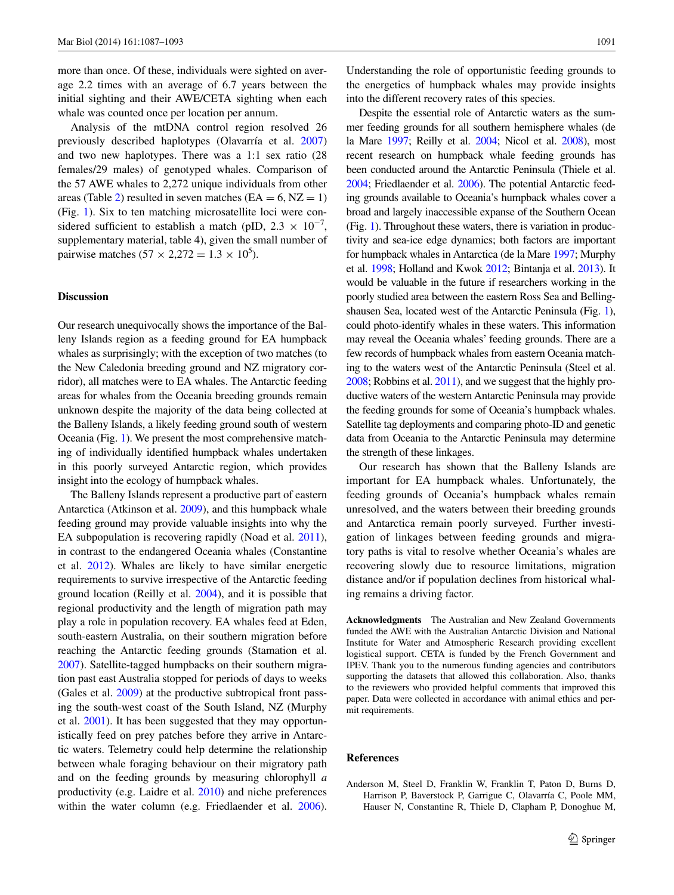more than once. Of these, individuals were sighted on average 2.2 times with an average of 6.7 years between the initial sighting and their AWE/CETA sighting when each whale was counted once per location per annum.

Analysis of the mtDNA control region resolved 26 previously described haplotypes (Olavarría et al. 2007) and two new haplotypes. There was a 1:1 sex ratio (28 females/29 males) of genotyped whales. Comparison of the 57 AWE whales to 2,272 unique individuals from other areas (Table 2) resulted in seven matches (EA = 6, NZ = 1) (Fig. 1). Six to ten matching microsatellite loci were considered sufficient to establish a match (pID, $2.3 \times 10^{-7}$, supplementary material, table 4), given the small number of pairwise matches ($57 \times 2{,}272 = 1.3 \times 10^{5}$).

## Discussion

Our research unequivocally shows the importance of the Balleny Islands region as a feeding ground for EA humpback whales as surprisingly; with the exception of two matches (to the New Caledonia breeding ground and NZ migratory corridor), all matches were to EA whales. The Antarctic feeding areas for whales from the Oceania breeding grounds remain unknown despite the majority of the data being collected at the Balleny Islands, a likely feeding ground south of western Oceania (Fig. 1). We present the most comprehensive matching of individually identified humpback whales undertaken in this poorly surveyed Antarctic region, which provides insight into the ecology of humpback whales.

The Balleny Islands represent a productive part of eastern Antarctica (Atkinson et al. 2009), and this humpback whale feeding ground may provide valuable insights into why the EA subpopulation is recovering rapidly (Noad et al. 2011), in contrast to the endangered Oceania whales (Constantine et al. 2012). Whales are likely to have similar energetic requirements to survive irrespective of the Antarctic feeding ground location (Reilly et al. 2004), and it is possible that regional productivity and the length of migration path may play a role in population recovery. EA whales feed at Eden, south-eastern Australia, on their southern migration before reaching the Antarctic feeding grounds (Stamation et al. 2007). Satellite-tagged humpbacks on their southern migration past east Australia stopped for periods of days to weeks (Gales et al. 2009) at the productive subtropical front passing the south-west coast of the South Island, NZ (Murphy et al. 2001). It has been suggested that they may opportunistically feed on prey patches before they arrive in Antarctic waters. Telemetry could help determine the relationship between whale foraging behaviour on their migratory path and on the feeding grounds by measuring chlorophyll *a* productivity (e.g. Laidre et al. 2010) and niche preferences within the water column (e.g. Friedlaender et al. 2006). Understanding the role of opportunistic feeding grounds to the energetics of humpback whales may provide insights into the different recovery rates of this species.

Despite the essential role of Antarctic waters as the summer feeding grounds for all southern hemisphere whales (de la Mare 1997; Reilly et al. 2004; Nicol et al. 2008), most recent research on humpback whale feeding grounds has been conducted around the Antarctic Peninsula (Thiele et al. 2004; Friedlaender et al. 2006). The potential Antarctic feeding grounds available to Oceania's humpback whales cover a broad and largely inaccessible expanse of the Southern Ocean (Fig. 1). Throughout these waters, there is variation in productivity and sea-ice edge dynamics; both factors are important for humpback whales in Antarctica (de la Mare 1997; Murphy et al. 1998; Holland and Kwok 2012; Bintanja et al. 2013). It would be valuable in the future if researchers working in the poorly studied area between the eastern Ross Sea and Bellingshausen Sea, located west of the Antarctic Peninsula (Fig. 1), could photo-identify whales in these waters. This information may reveal the Oceania whales' feeding grounds. There are a few records of humpback whales from eastern Oceania matching to the waters west of the Antarctic Peninsula (Steel et al. 2008; Robbins et al. 2011), and we suggest that the highly productive waters of the western Antarctic Peninsula may provide the feeding grounds for some of Oceania's humpback whales. Satellite tag deployments and comparing photo-ID and genetic data from Oceania to the Antarctic Peninsula may determine the strength of these linkages.

Our research has shown that the Balleny Islands are important for EA humpback whales. Unfortunately, the feeding grounds of Oceania's humpback whales remain unresolved, and the waters between their breeding grounds and Antarctica remain poorly surveyed. Further investigation of linkages between feeding grounds and migratory paths is vital to resolve whether Oceania's whales are recovering slowly due to resource limitations, migration distance and/or if population declines from historical whaling remains a driving factor.

**Acknowledgments** The Australian and New Zealand Governments funded the AWE with the Australian Antarctic Division and National Institute for Water and Atmospheric Research providing excellent logistical support. CETA is funded by the French Government and IPEV. Thank you to the numerous funding agencies and contributors supporting the datasets that allowed this collaboration. Also, thanks to the reviewers who provided helpful comments that improved this paper. Data were collected in accordance with animal ethics and permit requirements.

## References

Anderson M, Steel D, Franklin W, Franklin T, Paton D, Burns D, Harrison P, Baverstock P, Garrigue C, Olavarría C, Poole MM, Hauser N, Constantine R, Thiele D, Clapham P, Donoghue M,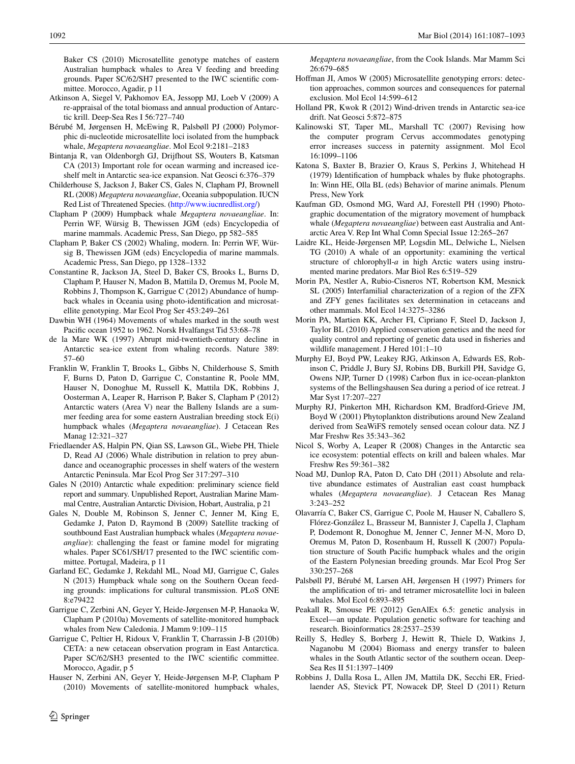Baker CS (2010) Microsatellite genotype matches of eastern Australian humpback whales to Area V feeding and breeding grounds. Paper SC/62/SH7 presented to the IWC scientific committee. Morocco, Agadir, p 11

Atkinson A, Siegel V, Pakhomov EA, Jessopp MJ, Loeb V (2009) A re-appraisal of the total biomass and annual production of Antarctic krill. Deep-Sea Res I 56:727–740

Bérubé M, Jørgensen H, McEwing R, Palsbøll PJ (2000) Polymorphic di-nucleotide microsatellite loci isolated from the humpback whale, *Megaptera novaeangliae*. Mol Ecol 9:2181–2183

Bintanja R, van Oldenborgh GJ, Drijfhout SS, Wouters B, Katsman CA (2013) Important role for ocean warming and increased ice-shelf melt in Antarctic sea-ice expansion. Nat Geosci 6:376–379

Childerhouse S, Jackson J, Baker CS, Gales N, Clapham PJ, Brownell RL (2008) *Megaptera novaeangliae*, Oceania subpopulation. IUCN Red List of Threatened Species. (http://www.iucnredlist.org/)

Clapham P (2009) Humpback whale *Megaptera novaeangliae*. In: Perrin WF, Würsig B, Thewissen JGM (eds) Encyclopedia of marine mammals. Academic Press, San Diego, pp 582–585

Clapham P, Baker CS (2002) Whaling, modern. In: Perrin WF, Würsig B, Thewissen JGM (eds) Encyclopedia of marine mammals. Academic Press, San Diego, pp 1328–1332

Constantine R, Jackson JA, Steel D, Baker CS, Brooks L, Burns D, Clapham P, Hauser N, Madon B, Mattila D, Oremus M, Poole M, Robbins J, Thompson K, Garrigue C (2012) Abundance of humpback whales in Oceania using photo-identification and microsatellite genotyping. Mar Ecol Prog Ser 453:249–261

Dawbin WH (1964) Movements of whales marked in the south west Pacific ocean 1952 to 1962. Norsk Hvalfangst Tid 53:68–78

de la Mare WK (1997) Abrupt mid-twentieth-century decline in Antarctic sea-ice extent from whaling records. Nature 389: 57–60

Franklin W, Franklin T, Brooks L, Gibbs N, Childerhouse S, Smith F, Burns D, Paton D, Garrigue C, Constantine R, Poole MM, Hauser N, Donoghue M, Russell K, Mattila DK, Robbins J, Oosterman A, Leaper R, Harrison P, Baker S, Clapham P (2012) Antarctic waters (Area V) near the Balleny Islands are a summer feeding area for some eastern Australian breeding stock E(i) humpback whales (*Megaptera novaeangliae*). J Cetacean Res Manag 12:321–327

Friedlaender AS, Halpin PN, Qian SS, Lawson GL, Wiebe PH, Thiele D, Read AJ (2006) Whale distribution in relation to prey abundance and oceanographic processes in shelf waters of the western Antarctic Peninsula. Mar Ecol Prog Ser 317:297–310

Gales N (2010) Antarctic whale expedition: preliminary science field report and summary. Unpublished Report, Australian Marine Mammal Centre, Australian Antarctic Division, Hobart, Australia, p 21

Gales N, Double M, Robinson S, Jenner C, Jenner M, King E, Gedamke J, Paton D, Raymond B (2009) Satellite tracking of southbound East Australian humpback whales (*Megaptera novaeangliae*): challenging the feast or famine model for migrating whales. Paper SC61/SH/17 presented to the IWC scientific committee. Portugal, Madeira, p 11

Garland EC, Gedamke J, Rekdahl ML, Noad MJ, Garrigue C, Gales N (2013) Humpback whale song on the Southern Ocean feeding grounds: implications for cultural transmission. PLoS ONE 8:e79422

Garrigue C, Zerbini AN, Geyer Y, Heide-Jørgensen M-P, Hanaoka W, Clapham P (2010a) Movements of satellite-monitored humpback whales from New Caledonia. J Mamm 9:109–115

Garrigue C, Peltier H, Ridoux V, Franklin T, Charrassin J-B (2010b) CETA: a new cetacean observation program in East Antarctica. Paper SC/62/SH3 presented to the IWC scientific committee. Morocco, Agadir, p 5

Hauser N, Zerbini AN, Geyer Y, Heide-Jørgensen M-P, Clapham P (2010) Movements of satellite-monitored humpback whales, *Megaptera novaeangliae*, from the Cook Islands. Mar Mamm Sci 26:679–685

Hoffman JI, Amos W (2005) Microsatellite genotyping errors: detection approaches, common sources and consequences for paternal exclusion. Mol Ecol 14:599–612

Holland PR, Kwok R (2012) Wind-driven trends in Antarctic sea-ice drift. Nat Geosci 5:872–875

Kalinowski ST, Taper ML, Marshall TC (2007) Revising how the computer program Cervus accommodates genotyping error increases success in paternity assignment. Mol Ecol 16:1099–1106

Katona S, Baxter B, Brazier O, Kraus S, Perkins J, Whitehead H (1979) Identification of humpback whales by fluke photographs. In: Winn HE, Olla BL (eds) Behavior of marine animals. Plenum Press, New York

Kaufman GD, Osmond MG, Ward AJ, Forestell PH (1990) Photographic documentation of the migratory movement of humpback whale (*Megaptera novaeangliae*) between east Australia and Antarctic Area V. Rep Int Whal Comn Special Issue 12:265–267

Laidre KL, Heide-Jørgensen MP, Logsdin ML, Delwiche L, Nielsen TG (2010) A whale of an opportunity: examining the vertical structure of chlorophyll-*a* in high Arctic waters using instrumented marine predators. Mar Biol Res 6:519–529

Morin PA, Nestler A, Rubio-Cisneros NT, Robertson KM, Mesnick SL (2005) Interfamilial characterization of a region of the ZFX and ZFY genes facilitates sex determination in cetaceans and other mammals. Mol Ecol 14:3275–3286

Morin PA, Martien KK, Archer FI, Cipriano F, Steel D, Jackson J, Taylor BL (2010) Applied conservation genetics and the need for quality control and reporting of genetic data used in fisheries and wildlife management. J Hered 101:1–10

Murphy EJ, Boyd PW, Leakey RJG, Atkinson A, Edwards ES, Robinson C, Priddle J, Bury SJ, Robins DB, Burkill PH, Savidge G, Owens NJP, Turner D (1998) Carbon flux in ice-ocean-plankton systems of the Bellingshausen Sea during a period of ice retreat. J Mar Syst 17:207–227

Murphy RJ, Pinkerton MH, Richardson KM, Bradford-Grieve JM, Boyd W (2001) Phytoplankton distributions around New Zealand derived from SeaWiFS remotely sensed ocean colour data. NZ J Mar Freshw Res 35:343–362

Nicol S, Worby A, Leaper R (2008) Changes in the Antarctic sea ice ecosystem: potential effects on krill and baleen whales. Mar Freshw Res 59:361–382

Noad MJ, Dunlop RA, Paton D, Cato DH (2011) Absolute and relative abundance estimates of Australian east coast humpback whales (*Megaptera novaeangliae*). J Cetacean Res Manag 3:243–252

Olavarría C, Baker CS, Garrigue C, Poole M, Hauser N, Caballero S, Flórez-González L, Brasseur M, Bannister J, Capella J, Clapham P, Dodemont R, Donoghue M, Jenner C, Jenner M-N, Moro D, Oremus M, Paton D, Rosenbaum H, Russell K (2007) Population structure of South Pacific humpback whales and the origin of the Eastern Polynesian breeding grounds. Mar Ecol Prog Ser 330:257–268

Palsbøll PJ, Bérubé M, Larsen AH, Jørgensen H (1997) Primers for the amplification of tri- and tetramer microsatellite loci in baleen whales. Mol Ecol 6:893–895

Peakall R, Smouse PE (2012) GenAlEx 6.5: genetic analysis in Excel—an update. Population genetic software for teaching and research. Bioinformatics 28:2537–2539

Reilly S, Hedley S, Borberg J, Hewitt R, Thiele D, Watkins J, Naganobu M (2004) Biomass and energy transfer to baleen whales in the South Atlantic sector of the southern ocean. Deep-Sea Res II 51:1397–1409

Robbins J, Dalla Rosa L, Allen JM, Mattila DK, Secchi ER, Friedlaender AS, Stevick PT, Nowacek DP, Steel D (2011) Return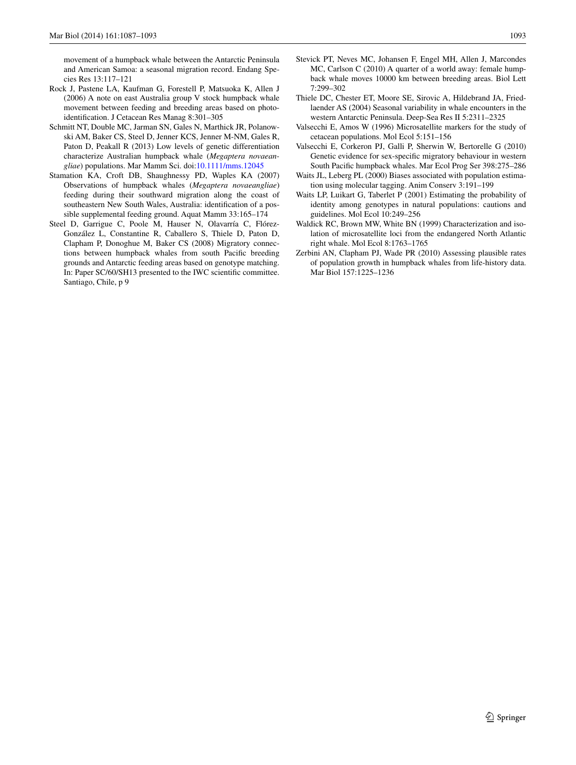movement of a humpback whale between the Antarctic Peninsula and American Samoa: a seasonal migration record. Endang Species Res 13:117–121

Rock J, Pastene LA, Kaufman G, Forestell P, Matsuoka K, Allen J (2006) A note on east Australia group V stock humpback whale movement between feeding and breeding areas based on photo-identification. J Cetacean Res Manag 8:301–305

Schmitt NT, Double MC, Jarman SN, Gales N, Marthick JR, Polanowski AM, Baker CS, Steel D, Jenner KCS, Jenner M-NM, Gales R, Paton D, Peakall R (2013) Low levels of genetic differentiation characterize Australian humpback whale (*Megaptera novaeangliae*) populations. Mar Mamm Sci. doi:10.1111/mms.12045

Stamation KA, Croft DB, Shaughnessy PD, Waples KA (2007) Observations of humpback whales (*Megaptera novaeangliae*) feeding during their southward migration along the coast of southeastern New South Wales, Australia: identification of a possible supplemental feeding ground. Aquat Mamm 33:165–174

Steel D, Garrigue C, Poole M, Hauser N, Olavarría C, Flórez-González L, Constantine R, Caballero S, Thiele D, Paton D, Clapham P, Donoghue M, Baker CS (2008) Migratory connections between humpback whales from south Pacific breeding grounds and Antarctic feeding areas based on genotype matching. In: Paper SC/60/SH13 presented to the IWC scientific committee. Santiago, Chile, p 9

Stevick PT, Neves MC, Johansen F, Engel MH, Allen J, Marcondes MC, Carlson C (2010) A quarter of a world away: female humpback whale moves 10000 km between breeding areas. Biol Lett 7:299–302

Thiele DC, Chester ET, Moore SE, Sirovic A, Hildebrand JA, Friedlaender AS (2004) Seasonal variability in whale encounters in the western Antarctic Peninsula. Deep-Sea Res II 5:2311–2325

Valsecchi E, Amos W (1996) Microsatellite markers for the study of cetacean populations. Mol Ecol 5:151–156

Valsecchi E, Corkeron PJ, Galli P, Sherwin W, Bertorelle G (2010) Genetic evidence for sex-specific migratory behaviour in western South Pacific humpback whales. Mar Ecol Prog Ser 398:275–286

Waits JL, Leberg PL (2000) Biases associated with population estimation using molecular tagging. Anim Conserv 3:191–199

Waits LP, Luikart G, Taberlet P (2001) Estimating the probability of identity among genotypes in natural populations: cautions and guidelines. Mol Ecol 10:249–256

Waldick RC, Brown MW, White BN (1999) Characterization and isolation of microsatellite loci from the endangered North Atlantic right whale. Mol Ecol 8:1763–1765

Zerbini AN, Clapham PJ, Wade PR (2010) Assessing plausible rates of population growth in humpback whales from life-history data. Mar Biol 157:1225–1236